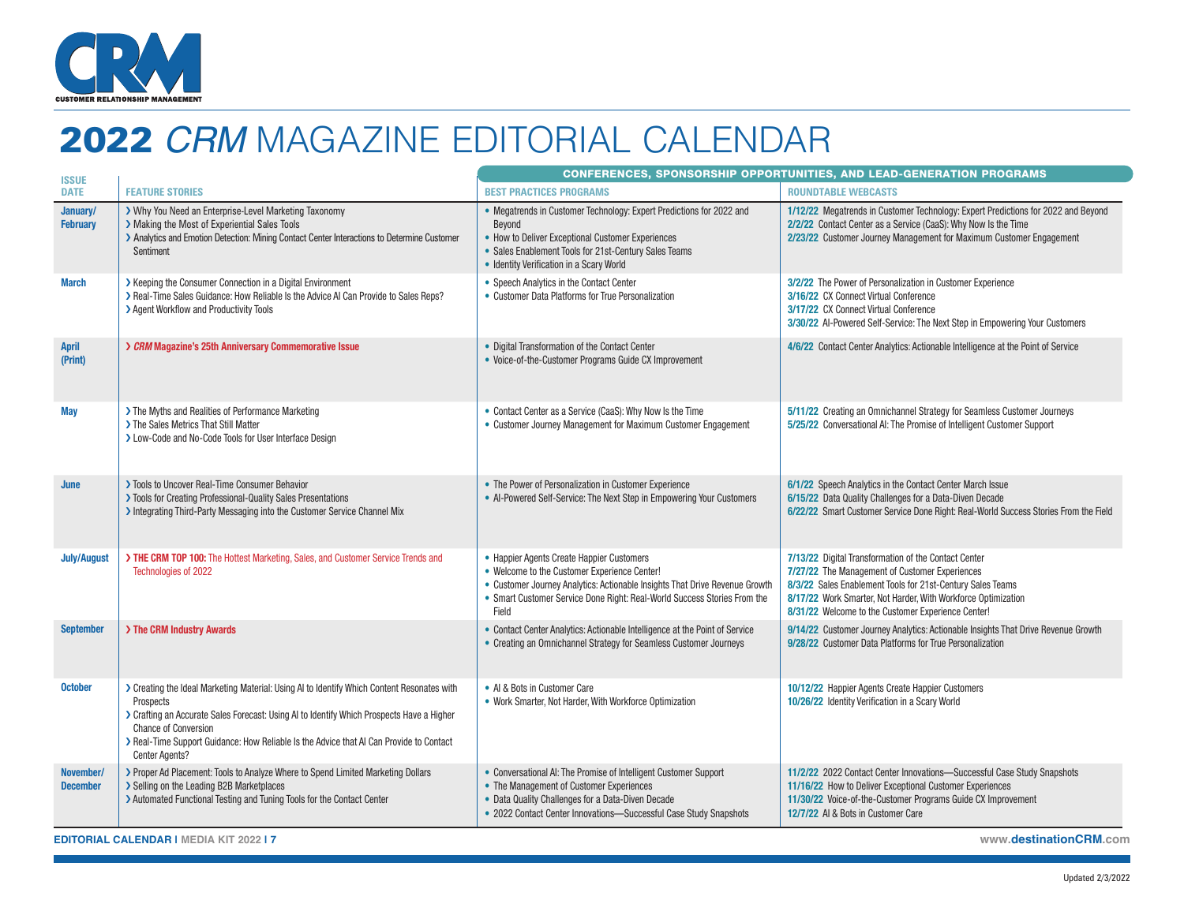CRM

CUSTOMER RELATIONSHIP MANAGEMENT

# 2022 *CRM* MAGAZINE EDITORIAL CALENDAR

| ISSUE DATE | FEATURE STORIES | CONFERENCES, SPONSORSHIP OPPORTUNITIES, AND LEAD-GENERATION PROGRAMS | |
|---|---|---|---|
| | | BEST PRACTICES PROGRAMS | ROUNDTABLE WEBCASTS |
| January/ February | › Why You Need an Enterprise-Level Marketing Taxonomy<br>› Making the Most of Experiential Sales Tools<br>› Analytics and Emotion Detection: Mining Contact Center Interactions to Determine Customer Sentiment | • Megatrends in Customer Technology: Expert Predictions for 2022 and Beyond<br>• How to Deliver Exceptional Customer Experiences<br>• Sales Enablement Tools for 21st-Century Sales Teams<br>• Identity Verification in a Scary World | 1/12/22 Megatrends in Customer Technology: Expert Predictions for 2022 and Beyond<br>2/2/22 Contact Center as a Service (CaaS): Why Now Is the Time<br>2/23/22 Customer Journey Management for Maximum Customer Engagement |
| March | › Keeping the Consumer Connection in a Digital Environment<br>› Real-Time Sales Guidance: How Reliable Is the Advice AI Can Provide to Sales Reps?<br>› Agent Workflow and Productivity Tools | • Speech Analytics in the Contact Center<br>• Customer Data Platforms for True Personalization | 3/2/22 The Power of Personalization in Customer Experience<br>3/16/22 CX Connect Virtual Conference<br>3/17/22 CX Connect Virtual Conference<br>3/30/22 AI-Powered Self-Service: The Next Step in Empowering Your Customers |
| April (Print) | › ***CRM* Magazine's 25th Anniversary Commemorative Issue** | • Digital Transformation of the Contact Center<br>• Voice-of-the-Customer Programs Guide CX Improvement | 4/6/22 Contact Center Analytics: Actionable Intelligence at the Point of Service |
| May | › The Myths and Realities of Performance Marketing<br>› The Sales Metrics That Still Matter<br>› Low-Code and No-Code Tools for User Interface Design | • Contact Center as a Service (CaaS): Why Now Is the Time<br>• Customer Journey Management for Maximum Customer Engagement | 5/11/22 Creating an Omnichannel Strategy for Seamless Customer Journeys<br>5/25/22 Conversational AI: The Promise of Intelligent Customer Support |
| June | › Tools to Uncover Real-Time Consumer Behavior<br>› Tools for Creating Professional-Quality Sales Presentations<br>› Integrating Third-Party Messaging into the Customer Service Channel Mix | • The Power of Personalization in Customer Experience<br>• AI-Powered Self-Service: The Next Step in Empowering Your Customers | 6/1/22 Speech Analytics in the Contact Center March Issue<br>6/15/22 Data Quality Challenges for a Data-Diven Decade<br>6/22/22 Smart Customer Service Done Right: Real-World Success Stories From the Field |
| July/August | › **THE CRM TOP 100:** The Hottest Marketing, Sales, and Customer Service Trends and Technologies of 2022 | • Happier Agents Create Happier Customers<br>• Welcome to the Customer Experience Center!<br>• Customer Journey Analytics: Actionable Insights That Drive Revenue Growth<br>• Smart Customer Service Done Right: Real-World Success Stories From the Field | 7/13/22 Digital Transformation of the Contact Center<br>7/27/22 The Management of Customer Experiences<br>8/3/22 Sales Enablement Tools for 21st-Century Sales Teams<br>8/17/22 Work Smarter, Not Harder, With Workforce Optimization<br>8/31/22 Welcome to the Customer Experience Center! |
| September | › **The CRM Industry Awards** | • Contact Center Analytics: Actionable Intelligence at the Point of Service<br>• Creating an Omnichannel Strategy for Seamless Customer Journeys | 9/14/22 Customer Journey Analytics: Actionable Insights That Drive Revenue Growth<br>9/28/22 Customer Data Platforms for True Personalization |
| October | › Creating the Ideal Marketing Material: Using AI to Identify Which Content Resonates with Prospects<br>› Crafting an Accurate Sales Forecast: Using AI to Identify Which Prospects Have a Higher Chance of Conversion<br>› Real-Time Support Guidance: How Reliable Is the Advice that AI Can Provide to Contact Center Agents? | • AI & Bots in Customer Care<br>• Work Smarter, Not Harder, With Workforce Optimization | 10/12/22 Happier Agents Create Happier Customers<br>10/26/22 Identity Verification in a Scary World |
| November/ December | › Proper Ad Placement: Tools to Analyze Where to Spend Limited Marketing Dollars<br>› Selling on the Leading B2B Marketplaces<br>› Automated Functional Testing and Tuning Tools for the Contact Center | • Conversational AI: The Promise of Intelligent Customer Support<br>• The Management of Customer Experiences<br>• Data Quality Challenges for a Data-Diven Decade<br>• 2022 Contact Center Innovations—Successful Case Study Snapshots | 11/2/22 2022 Contact Center Innovations—Successful Case Study Snapshots<br>11/16/22 How to Deliver Exceptional Customer Experiences<br>11/30/22 Voice-of-the-Customer Programs Guide CX Improvement<br>12/7/22 AI & Bots in Customer Care |

EDITORIAL CALENDAR | MEDIA KIT 2022 | 7

www.destinationCRM.com

Updated 2/3/2022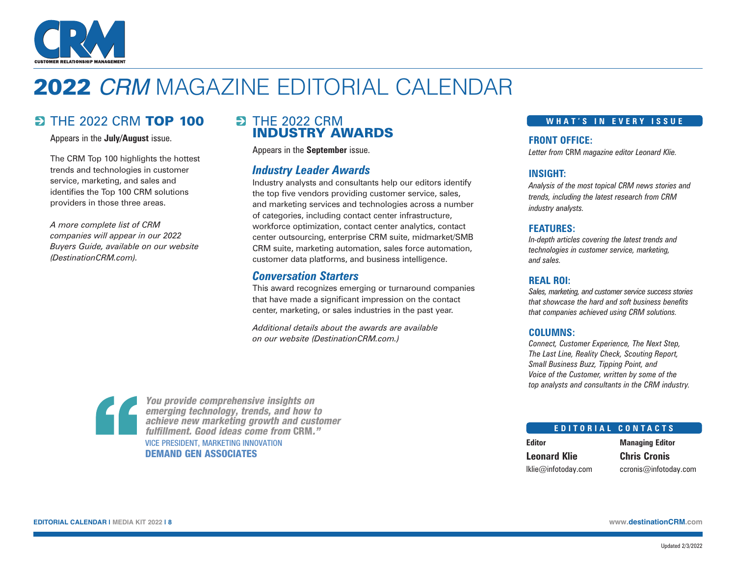# 2022 *CRM* MAGAZINE EDITORIAL CALENDAR

## THE 2022 CRM TOP 100

Appears in the **July/August** issue.

The CRM Top 100 highlights the hottest trends and technologies in customer service, marketing, and sales and identifies the Top 100 CRM solutions providers in those three areas.

*A more complete list of CRM companies will appear in our 2022 Buyers Guide, available on our website (DestinationCRM.com).*

## THE 2022 CRM INDUSTRY AWARDS

Appears in the **September** issue.

### *Industry Leader Awards*

Industry analysts and consultants help our editors identify the top five vendors providing customer service, sales, and marketing services and technologies across a number of categories, including contact center infrastructure, workforce optimization, contact center analytics, contact center outsourcing, enterprise CRM suite, midmarket/SMB CRM suite, marketing automation, sales force automation, customer data platforms, and business intelligence.

### *Conversation Starters*

This award recognizes emerging or turnaround companies that have made a significant impression on the contact center, marketing, or sales industries in the past year.

*Additional details about the awards are available on our website (DestinationCRM.com.)*

> ***You provide comprehensive insights on emerging technology, trends, and how to achieve new marketing growth and customer fulfillment. Good ideas come from* CRM*."***
>
> VICE PRESIDENT, MARKETING INNOVATION
> **DEMAND GEN ASSOCIATES**

## WHAT'S IN EVERY ISSUE

**FRONT OFFICE:**
*Letter from* CRM *magazine editor Leonard Klie.*

**INSIGHT:**
*Analysis of the most topical CRM news stories and trends, including the latest research from CRM industry analysts.*

**FEATURES:**
*In-depth articles covering the latest trends and technologies in customer service, marketing, and sales.*

**REAL ROI:**
*Sales, marketing, and customer service success stories that showcase the hard and soft business benefits that companies achieved using CRM solutions.*

**COLUMNS:**
*Connect, Customer Experience, The Next Step, The Last Line, Reality Check, Scouting Report, Small Business Buzz, Tipping Point, and Voice of the Customer, written by some of the top analysts and consultants in the CRM industry.*

## EDITORIAL CONTACTS

**Editor**
**Leonard Klie**
lklie@infotoday.com

**Managing Editor**
**Chris Cronis**
ccronis@infotoday.com

Updated 2/3/2022